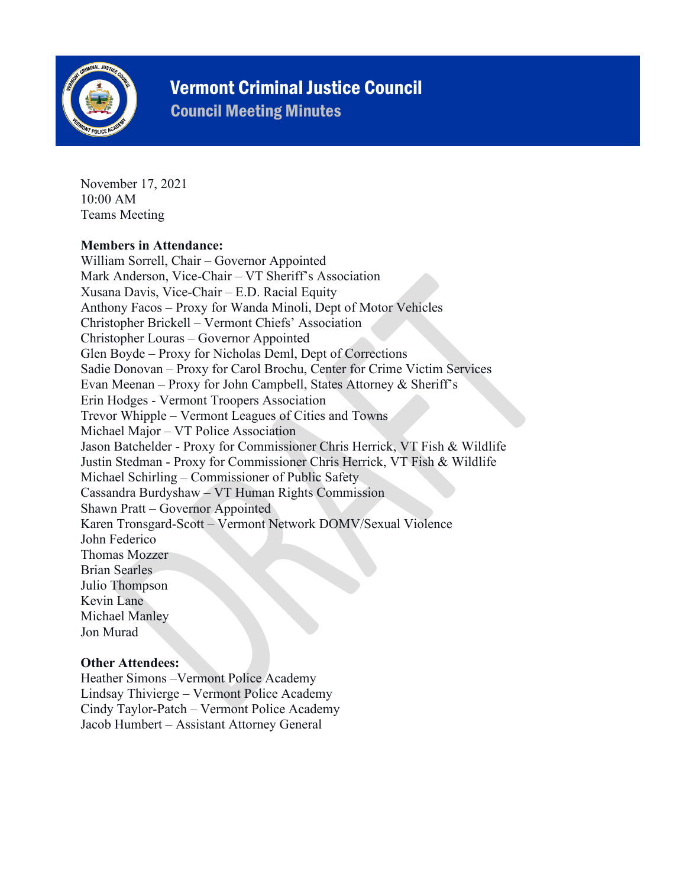# Vermont Criminal Justice Council

## Council Meeting Minutes

November 17, 2021
10:00 AM
Teams Meeting

**Members in Attendance:**
William Sorrell, Chair – Governor Appointed
Mark Anderson, Vice-Chair – VT Sheriff's Association
Xusana Davis, Vice-Chair – E.D. Racial Equity
Anthony Facos – Proxy for Wanda Minoli, Dept of Motor Vehicles
Christopher Brickell – Vermont Chiefs' Association
Christopher Louras – Governor Appointed
Glen Boyde – Proxy for Nicholas Deml, Dept of Corrections
Sadie Donovan – Proxy for Carol Brochu, Center for Crime Victim Services
Evan Meenan – Proxy for John Campbell, States Attorney & Sheriff's
Erin Hodges - Vermont Troopers Association
Trevor Whipple – Vermont Leagues of Cities and Towns
Michael Major – VT Police Association
Jason Batchelder - Proxy for Commissioner Chris Herrick, VT Fish & Wildlife
Justin Stedman - Proxy for Commissioner Chris Herrick, VT Fish & Wildlife
Michael Schirling – Commissioner of Public Safety
Cassandra Burdyshaw – VT Human Rights Commission
Shawn Pratt – Governor Appointed
Karen Tronsgard-Scott – Vermont Network DOMV/Sexual Violence
John Federico
Thomas Mozzer
Brian Searles
Julio Thompson
Kevin Lane
Michael Manley
Jon Murad

**Other Attendees:**
Heather Simons –Vermont Police Academy
Lindsay Thivierge – Vermont Police Academy
Cindy Taylor-Patch – Vermont Police Academy
Jacob Humbert – Assistant Attorney General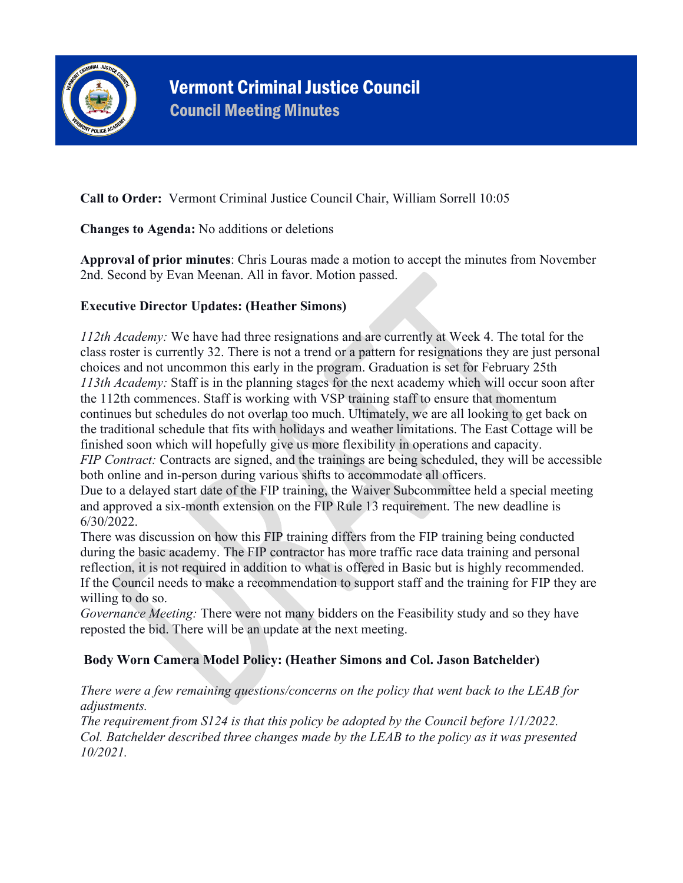# Vermont Criminal Justice Council

## Council Meeting Minutes

**Call to Order:** Vermont Criminal Justice Council Chair, William Sorrell 10:05

**Changes to Agenda:** No additions or deletions

**Approval of prior minutes**: Chris Louras made a motion to accept the minutes from November 2nd. Second by Evan Meenan. All in favor. Motion passed.

**Executive Director Updates: (Heather Simons)**

*112th Academy:* We have had three resignations and are currently at Week 4. The total for the class roster is currently 32. There is not a trend or a pattern for resignations they are just personal choices and not uncommon this early in the program. Graduation is set for February 25th
*113th Academy:* Staff is in the planning stages for the next academy which will occur soon after the 112th commences. Staff is working with VSP training staff to ensure that momentum continues but schedules do not overlap too much. Ultimately, we are all looking to get back on the traditional schedule that fits with holidays and weather limitations. The East Cottage will be finished soon which will hopefully give us more flexibility in operations and capacity.
*FIP Contract:* Contracts are signed, and the trainings are being scheduled, they will be accessible both online and in-person during various shifts to accommodate all officers.
Due to a delayed start date of the FIP training, the Waiver Subcommittee held a special meeting and approved a six-month extension on the FIP Rule 13 requirement. The new deadline is 6/30/2022.
There was discussion on how this FIP training differs from the FIP training being conducted during the basic academy. The FIP contractor has more traffic race data training and personal reflection, it is not required in addition to what is offered in Basic but is highly recommended. If the Council needs to make a recommendation to support staff and the training for FIP they are willing to do so.
*Governance Meeting:* There were not many bidders on the Feasibility study and so they have reposted the bid. There will be an update at the next meeting.

**Body Worn Camera Model Policy: (Heather Simons and Col. Jason Batchelder)**

*There were a few remaining questions/concerns on the policy that went back to the LEAB for adjustments.*
*The requirement from S124 is that this policy be adopted by the Council before 1/1/2022.*
*Col. Batchelder described three changes made by the LEAB to the policy as it was presented 10/2021.*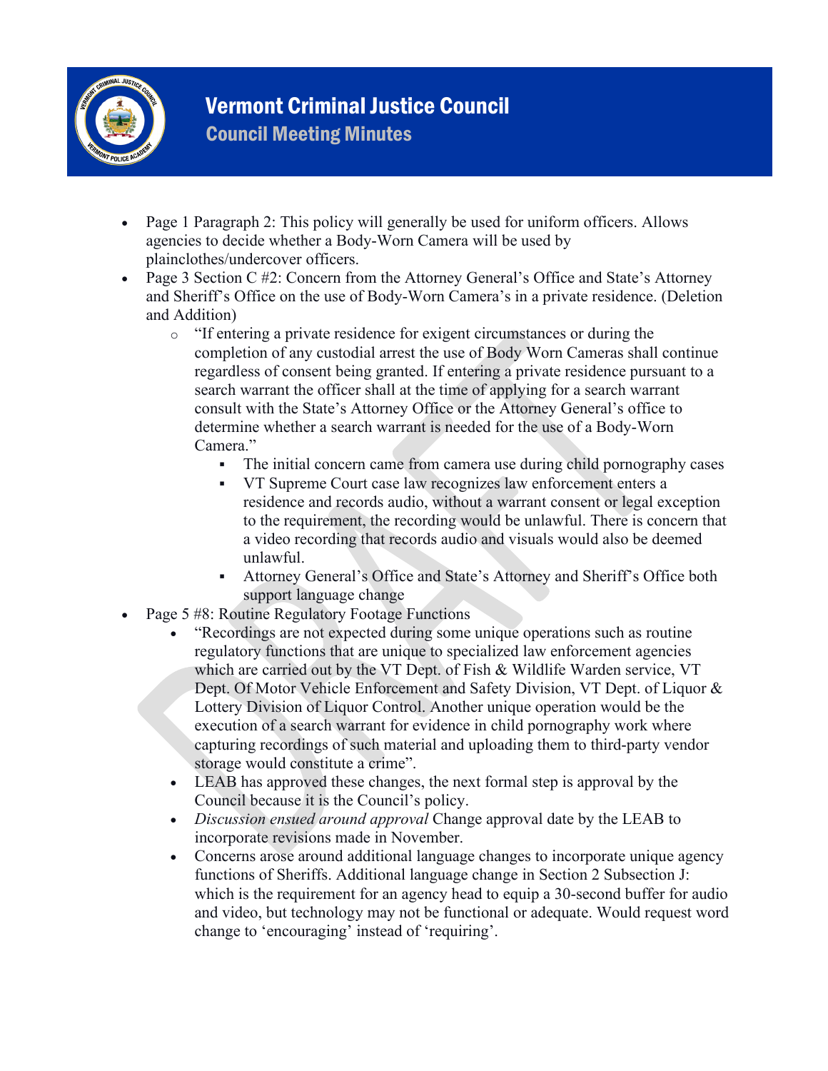- Page 1 Paragraph 2: This policy will generally be used for uniform officers. Allows agencies to decide whether a Body-Worn Camera will be used by plainclothes/undercover officers.
- Page 3 Section C #2: Concern from the Attorney General's Office and State's Attorney and Sheriff's Office on the use of Body-Worn Camera's in a private residence. (Deletion and Addition)
  - "If entering a private residence for exigent circumstances or during the completion of any custodial arrest the use of Body Worn Cameras shall continue regardless of consent being granted. If entering a private residence pursuant to a search warrant the officer shall at the time of applying for a search warrant consult with the State's Attorney Office or the Attorney General's office to determine whether a search warrant is needed for the use of a Body-Worn Camera."
    - The initial concern came from camera use during child pornography cases
    - VT Supreme Court case law recognizes law enforcement enters a residence and records audio, without a warrant consent or legal exception to the requirement, the recording would be unlawful. There is concern that a video recording that records audio and visuals would also be deemed unlawful.
    - Attorney General's Office and State's Attorney and Sheriff's Office both support language change
- Page 5 #8: Routine Regulatory Footage Functions
  - "Recordings are not expected during some unique operations such as routine regulatory functions that are unique to specialized law enforcement agencies which are carried out by the VT Dept. of Fish & Wildlife Warden service, VT Dept. Of Motor Vehicle Enforcement and Safety Division, VT Dept. of Liquor & Lottery Division of Liquor Control. Another unique operation would be the execution of a search warrant for evidence in child pornography work where capturing recordings of such material and uploading them to third-party vendor storage would constitute a crime".
  - LEAB has approved these changes, the next formal step is approval by the Council because it is the Council's policy.
  - *Discussion ensued around approval* Change approval date by the LEAB to incorporate revisions made in November.
  - Concerns arose around additional language changes to incorporate unique agency functions of Sheriffs. Additional language change in Section 2 Subsection J: which is the requirement for an agency head to equip a 30-second buffer for audio and video, but technology may not be functional or adequate. Would request word change to 'encouraging' instead of 'requiring'.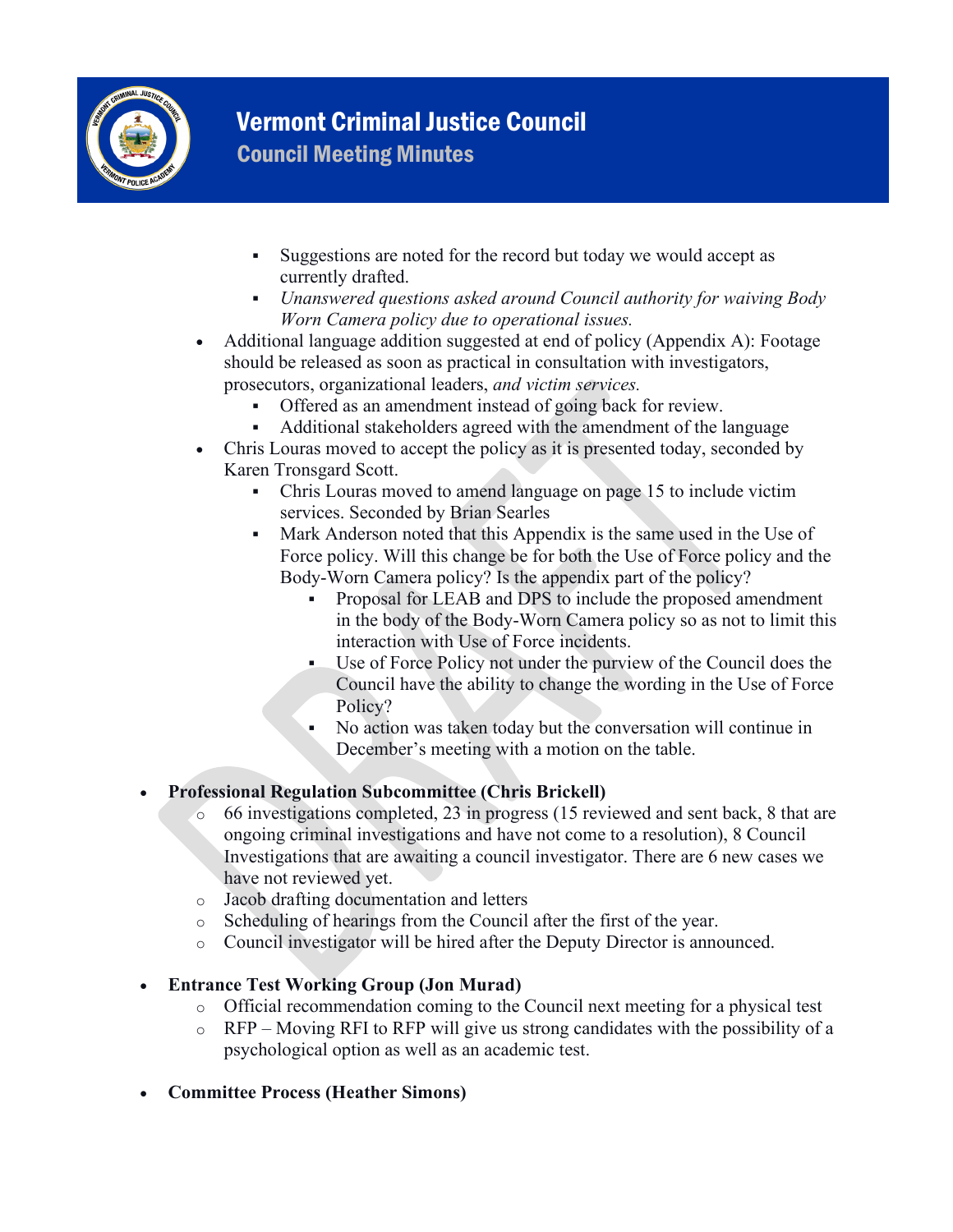- Suggestions are noted for the record but today we would accept as currently drafted.
    - *Unanswered questions asked around Council authority for waiving Body Worn Camera policy due to operational issues.*
- Additional language addition suggested at end of policy (Appendix A): Footage should be released as soon as practical in consultation with investigators, prosecutors, organizational leaders, *and victim services.*
    - Offered as an amendment instead of going back for review.
    - Additional stakeholders agreed with the amendment of the language
- Chris Louras moved to accept the policy as it is presented today, seconded by Karen Tronsgard Scott.
    - Chris Louras moved to amend language on page 15 to include victim services. Seconded by Brian Searles
    - Mark Anderson noted that this Appendix is the same used in the Use of Force policy. Will this change be for both the Use of Force policy and the Body-Worn Camera policy? Is the appendix part of the policy?
        - Proposal for LEAB and DPS to include the proposed amendment in the body of the Body-Worn Camera policy so as not to limit this interaction with Use of Force incidents.
        - Use of Force Policy not under the purview of the Council does the Council have the ability to change the wording in the Use of Force Policy?
        - No action was taken today but the conversation will continue in December's meeting with a motion on the table.

- **Professional Regulation Subcommittee (Chris Brickell)**
    - 66 investigations completed, 23 in progress (15 reviewed and sent back, 8 that are ongoing criminal investigations and have not come to a resolution), 8 Council Investigations that are awaiting a council investigator. There are 6 new cases we have not reviewed yet.
    - Jacob drafting documentation and letters
    - Scheduling of hearings from the Council after the first of the year.
    - Council investigator will be hired after the Deputy Director is announced.

- **Entrance Test Working Group (Jon Murad)**
    - Official recommendation coming to the Council next meeting for a physical test
    - RFP – Moving RFI to RFP will give us strong candidates with the possibility of a psychological option as well as an academic test.

- **Committee Process (Heather Simons)**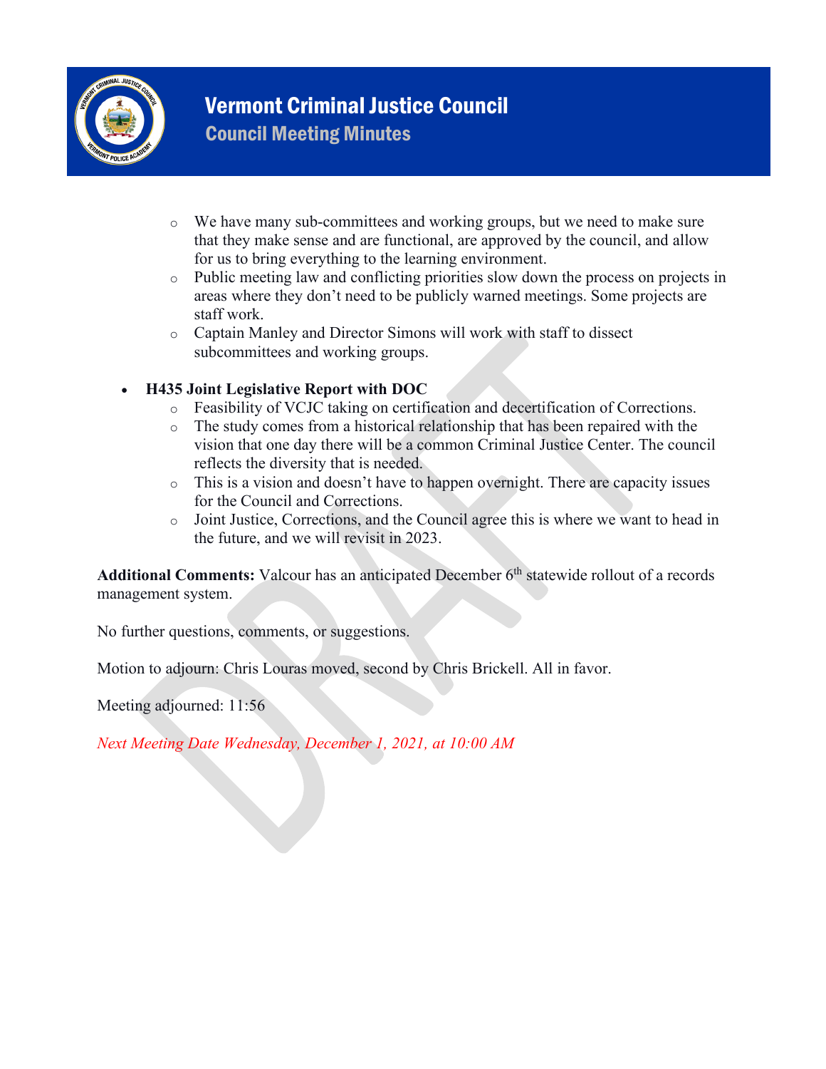- We have many sub-committees and working groups, but we need to make sure that they make sense and are functional, are approved by the council, and allow for us to bring everything to the learning environment.
- Public meeting law and conflicting priorities slow down the process on projects in areas where they don't need to be publicly warned meetings. Some projects are staff work.
- Captain Manley and Director Simons will work with staff to dissect subcommittees and working groups.

- **H435 Joint Legislative Report with DOC**
  - Feasibility of VCJC taking on certification and decertification of Corrections.
  - The study comes from a historical relationship that has been repaired with the vision that one day there will be a common Criminal Justice Center. The council reflects the diversity that is needed.
  - This is a vision and doesn't have to happen overnight. There are capacity issues for the Council and Corrections.
  - Joint Justice, Corrections, and the Council agree this is where we want to head in the future, and we will revisit in 2023.

**Additional Comments:** Valcour has an anticipated December 6th statewide rollout of a records management system.

No further questions, comments, or suggestions.

Motion to adjourn: Chris Louras moved, second by Chris Brickell. All in favor.

Meeting adjourned: 11:56

*Next Meeting Date Wednesday, December 1, 2021, at 10:00 AM*